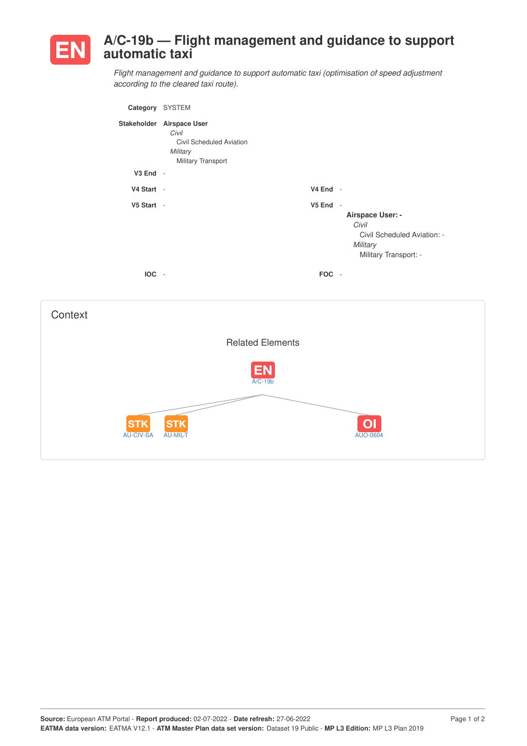# EN A/C-19b — Flight management and guidance to support automatic taxi

*Flight management and guidance to support automatic taxi (optimisation of speed adjustment according to the cleared taxi route).*

**Category** SYSTEM

**Stakeholder** **Airspace User**
- *Civil*
  - Civil Scheduled Aviation
- *Military*
  - Military Transport

**V3 End** -

**V4 Start** -

**V4 End** -

**V5 Start** -

**V5 End** -

**Airspace User: -**
- *Civil*
  - Civil Scheduled Aviation: -
- *Military*
  - Military Transport: -

**IOC** -

**FOC** -

## Context

### Related Elements

EN A/C-19b

STK AU-CIV-SA

STK AU-MIL-T

OI AUO-0604

**Source:** European ATM Portal - **Report produced:** 02-07-2022 - **Date refresh:** 27-06-2022
**EATMA data version:** EATMA V12.1 - **ATM Master Plan data set version:** Dataset 19 Public - **MP L3 Edition:** MP L3 Plan 2019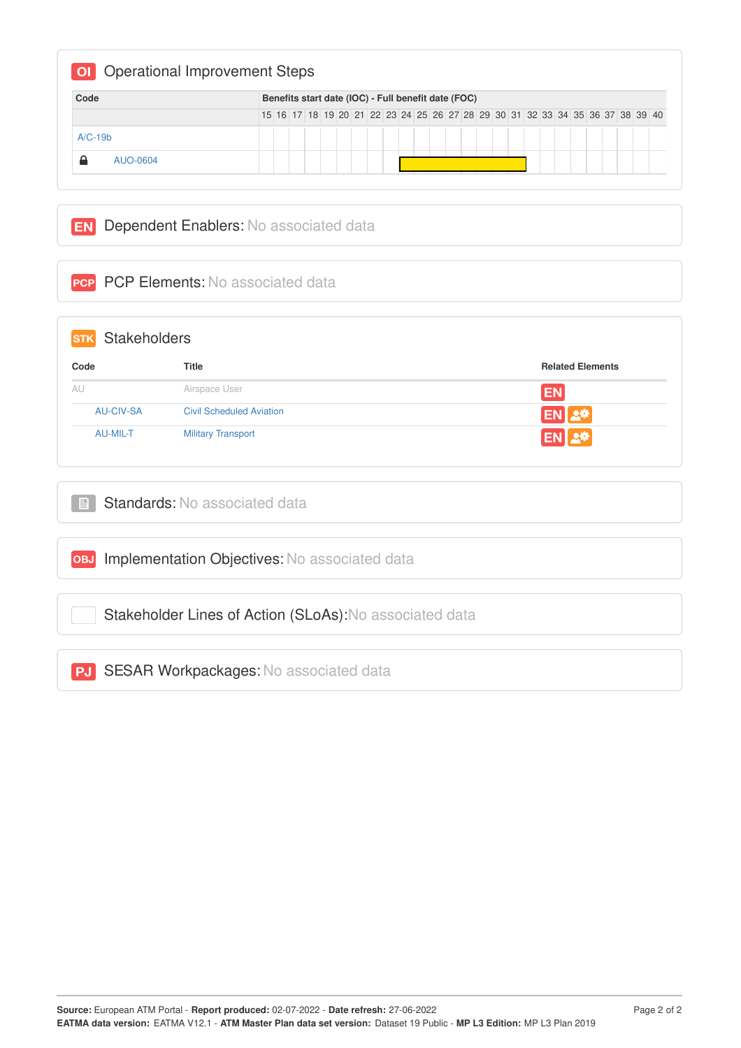## OI Operational Improvement Steps

| Code | Benefits start date (IOC) - Full benefit date (FOC) |
|---|---|
| | 15 16 17 18 19 20 21 22 23 24 25 26 27 28 29 30 31 32 33 34 35 36 37 38 39 40 |
| A/C-19b | |
| AUO-0604 | |

## EN Dependent Enablers: No associated data

## PCP PCP Elements: No associated data

## STK Stakeholders

| Code | Title | Related Elements |
|---|---|---|
| AU | Airspace User | EN |
| AU-CIV-SA | Civil Scheduled Aviation | EN |
| AU-MIL-T | Military Transport | EN |

## Standards: No associated data

## OBJ Implementation Objectives: No associated data

## Stakeholder Lines of Action (SLoAs): No associated data

## PJ SESAR Workpackages: No associated data

**Source:** European ATM Portal - **Report produced:** 02-07-2022 - **Date refresh:** 27-06-2022
**EATMA data version:** EATMA V12.1 - **ATM Master Plan data set version:** Dataset 19 Public - **MP L3 Edition:** MP L3 Plan 2019